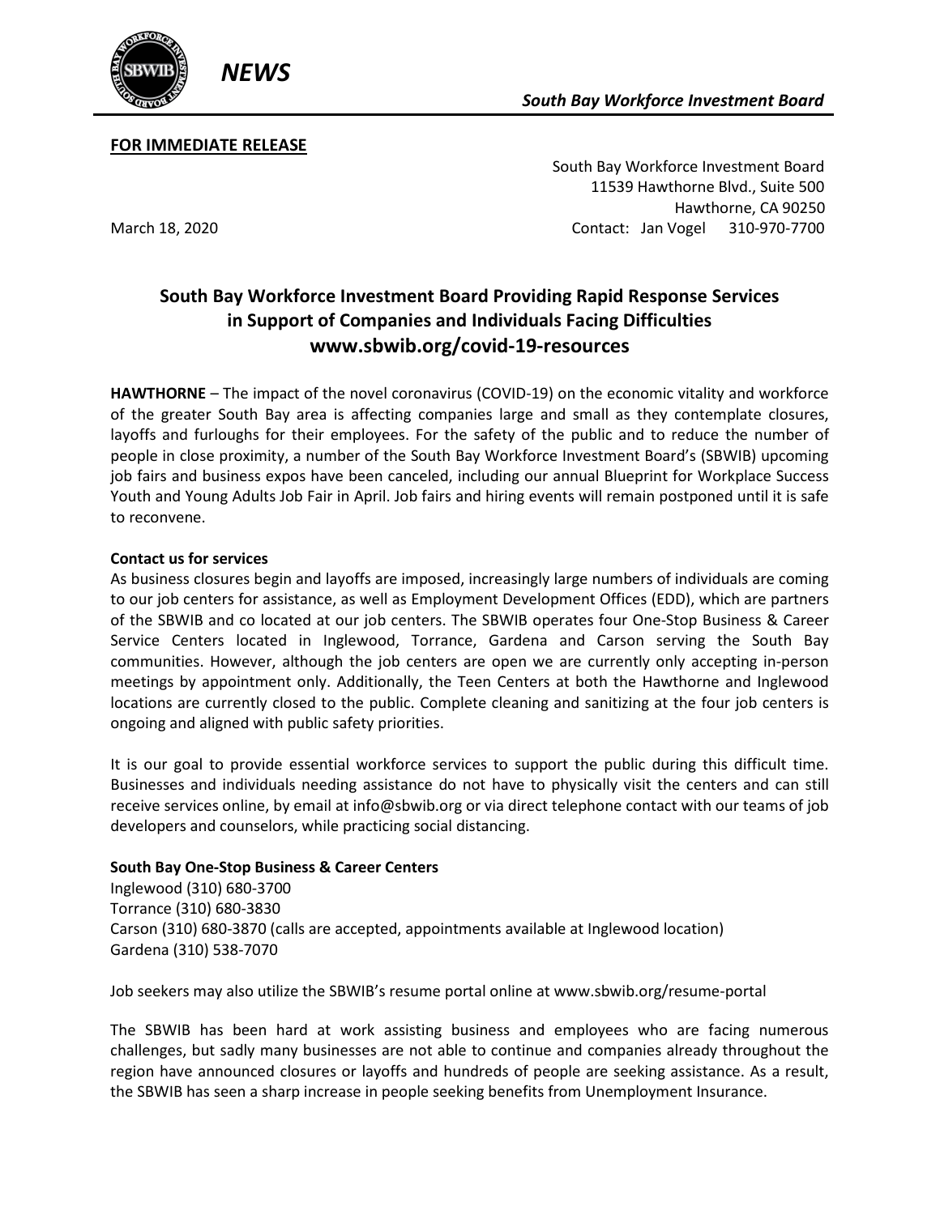*NEWS*

***South Bay Workforce Investment Board***

**FOR IMMEDIATE RELEASE**

South Bay Workforce Investment Board
11539 Hawthorne Blvd., Suite 500
Hawthorne, CA 90250
Contact: Jan Vogel 310-970-7700

March 18, 2020

## South Bay Workforce Investment Board Providing Rapid Response Services in Support of Companies and Individuals Facing Difficulties www.sbwib.org/covid-19-resources

**HAWTHORNE** – The impact of the novel coronavirus (COVID-19) on the economic vitality and workforce of the greater South Bay area is affecting companies large and small as they contemplate closures, layoffs and furloughs for their employees. For the safety of the public and to reduce the number of people in close proximity, a number of the South Bay Workforce Investment Board's (SBWIB) upcoming job fairs and business expos have been canceled, including our annual Blueprint for Workplace Success Youth and Young Adults Job Fair in April. Job fairs and hiring events will remain postponed until it is safe to reconvene.

**Contact us for services**

As business closures begin and layoffs are imposed, increasingly large numbers of individuals are coming to our job centers for assistance, as well as Employment Development Offices (EDD), which are partners of the SBWIB and co located at our job centers. The SBWIB operates four One-Stop Business & Career Service Centers located in Inglewood, Torrance, Gardena and Carson serving the South Bay communities. However, although the job centers are open we are currently only accepting in-person meetings by appointment only. Additionally, the Teen Centers at both the Hawthorne and Inglewood locations are currently closed to the public. Complete cleaning and sanitizing at the four job centers is ongoing and aligned with public safety priorities.

It is our goal to provide essential workforce services to support the public during this difficult time. Businesses and individuals needing assistance do not have to physically visit the centers and can still receive services online, by email at info@sbwib.org or via direct telephone contact with our teams of job developers and counselors, while practicing social distancing.

**South Bay One-Stop Business & Career Centers**

Inglewood (310) 680-3700
Torrance (310) 680-3830
Carson (310) 680-3870 (calls are accepted, appointments available at Inglewood location)
Gardena (310) 538-7070

Job seekers may also utilize the SBWIB's resume portal online at www.sbwib.org/resume-portal

The SBWIB has been hard at work assisting business and employees who are facing numerous challenges, but sadly many businesses are not able to continue and companies already throughout the region have announced closures or layoffs and hundreds of people are seeking assistance. As a result, the SBWIB has seen a sharp increase in people seeking benefits from Unemployment Insurance.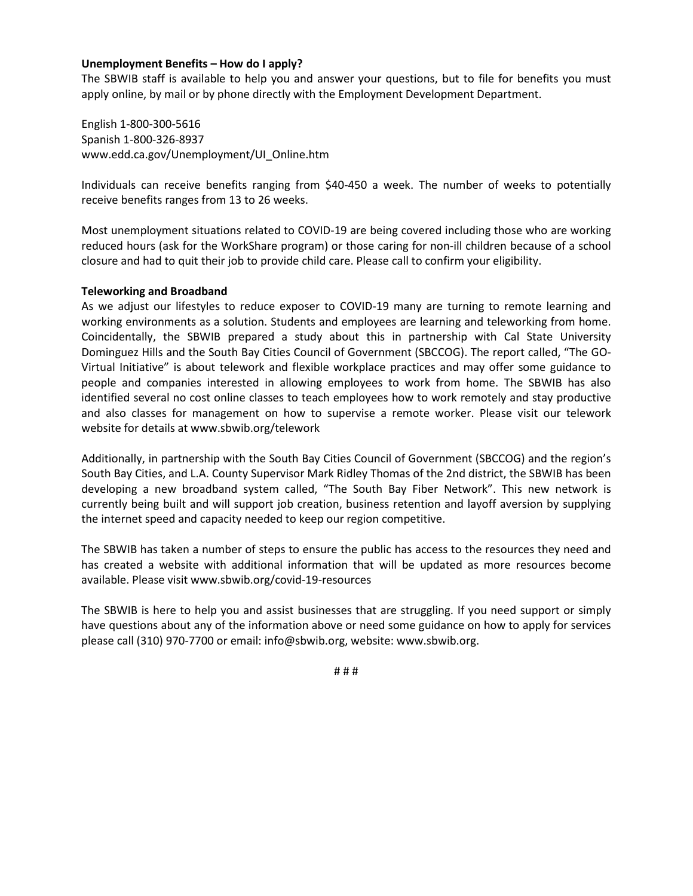**Unemployment Benefits – How do I apply?**

The SBWIB staff is available to help you and answer your questions, but to file for benefits you must apply online, by mail or by phone directly with the Employment Development Department.

English 1-800-300-5616
Spanish 1-800-326-8937
www.edd.ca.gov/Unemployment/UI_Online.htm

Individuals can receive benefits ranging from $40-450 a week. The number of weeks to potentially receive benefits ranges from 13 to 26 weeks.

Most unemployment situations related to COVID-19 are being covered including those who are working reduced hours (ask for the WorkShare program) or those caring for non-ill children because of a school closure and had to quit their job to provide child care. Please call to confirm your eligibility.

**Teleworking and Broadband**

As we adjust our lifestyles to reduce exposer to COVID-19 many are turning to remote learning and working environments as a solution. Students and employees are learning and teleworking from home. Coincidentally, the SBWIB prepared a study about this in partnership with Cal State University Dominguez Hills and the South Bay Cities Council of Government (SBCCOG). The report called, "The GO-Virtual Initiative" is about telework and flexible workplace practices and may offer some guidance to people and companies interested in allowing employees to work from home. The SBWIB has also identified several no cost online classes to teach employees how to work remotely and stay productive and also classes for management on how to supervise a remote worker. Please visit our telework website for details at www.sbwib.org/telework

Additionally, in partnership with the South Bay Cities Council of Government (SBCCOG) and the region's South Bay Cities, and L.A. County Supervisor Mark Ridley Thomas of the 2nd district, the SBWIB has been developing a new broadband system called, "The South Bay Fiber Network". This new network is currently being built and will support job creation, business retention and layoff aversion by supplying the internet speed and capacity needed to keep our region competitive.

The SBWIB has taken a number of steps to ensure the public has access to the resources they need and has created a website with additional information that will be updated as more resources become available. Please visit www.sbwib.org/covid-19-resources

The SBWIB is here to help you and assist businesses that are struggling. If you need support or simply have questions about any of the information above or need some guidance on how to apply for services please call (310) 970-7700 or email: info@sbwib.org, website: www.sbwib.org.

# # #